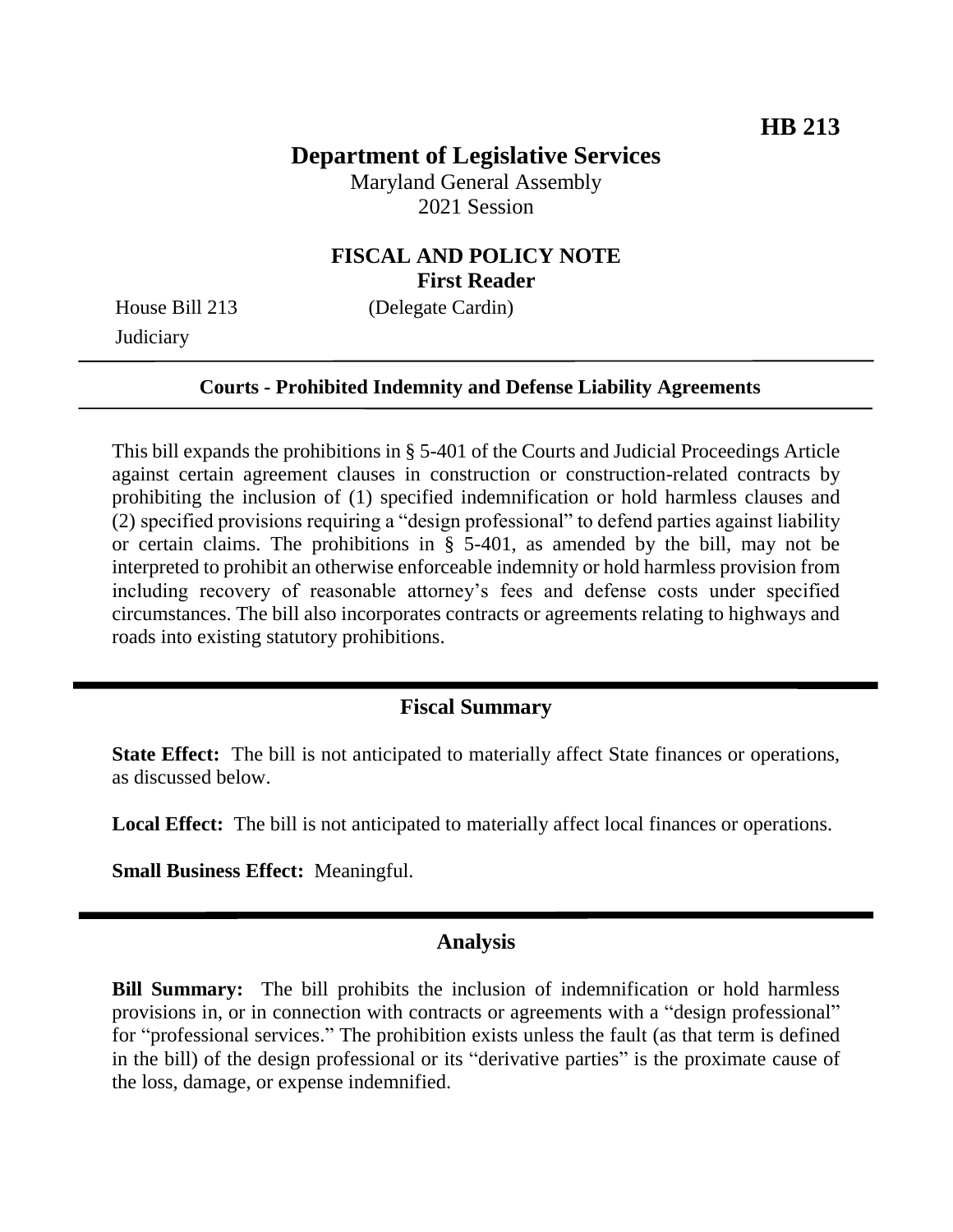**HB 213**

# Department of Legislative Services

Maryland General Assembly
2021 Session

## FISCAL AND POLICY NOTE
**First Reader**

House Bill 213 (Delegate Cardin)
Judiciary

---

**Courts - Prohibited Indemnity and Defense Liability Agreements**

---

This bill expands the prohibitions in § 5-401 of the Courts and Judicial Proceedings Article against certain agreement clauses in construction or construction-related contracts by prohibiting the inclusion of (1) specified indemnification or hold harmless clauses and (2) specified provisions requiring a "design professional" to defend parties against liability or certain claims. The prohibitions in § 5-401, as amended by the bill, may not be interpreted to prohibit an otherwise enforceable indemnity or hold harmless provision from including recovery of reasonable attorney's fees and defense costs under specified circumstances. The bill also incorporates contracts or agreements relating to highways and roads into existing statutory prohibitions.

---

## Fiscal Summary

**State Effect:** The bill is not anticipated to materially affect State finances or operations, as discussed below.

**Local Effect:** The bill is not anticipated to materially affect local finances or operations.

**Small Business Effect:** Meaningful.

---

## Analysis

**Bill Summary:** The bill prohibits the inclusion of indemnification or hold harmless provisions in, or in connection with contracts or agreements with a "design professional" for "professional services." The prohibition exists unless the fault (as that term is defined in the bill) of the design professional or its "derivative parties" is the proximate cause of the loss, damage, or expense indemnified.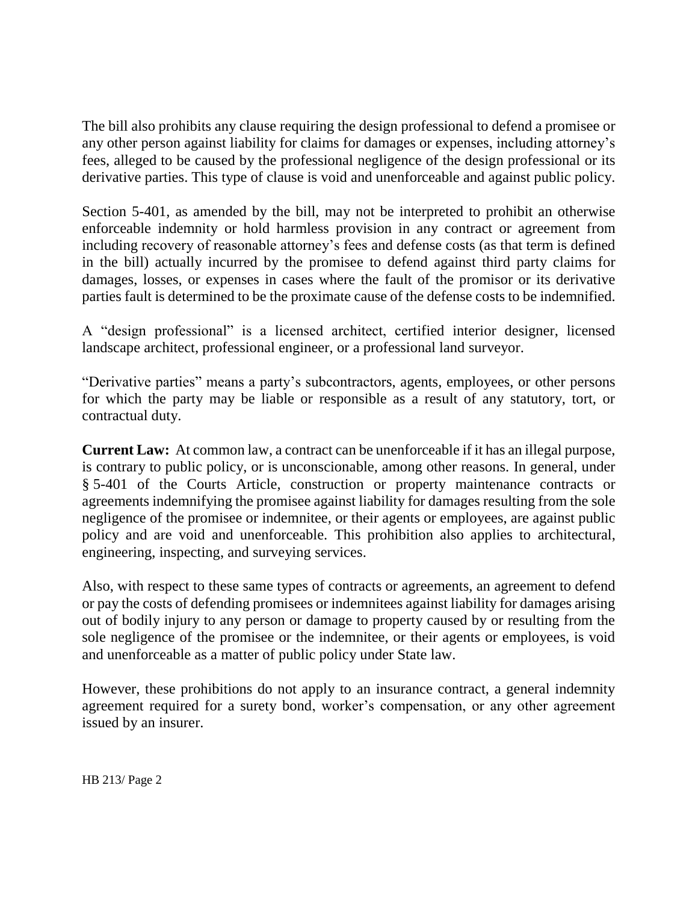The bill also prohibits any clause requiring the design professional to defend a promisee or any other person against liability for claims for damages or expenses, including attorney's fees, alleged to be caused by the professional negligence of the design professional or its derivative parties. This type of clause is void and unenforceable and against public policy.

Section 5-401, as amended by the bill, may not be interpreted to prohibit an otherwise enforceable indemnity or hold harmless provision in any contract or agreement from including recovery of reasonable attorney's fees and defense costs (as that term is defined in the bill) actually incurred by the promisee to defend against third party claims for damages, losses, or expenses in cases where the fault of the promisor or its derivative parties fault is determined to be the proximate cause of the defense costs to be indemnified.

A "design professional" is a licensed architect, certified interior designer, licensed landscape architect, professional engineer, or a professional land surveyor.

"Derivative parties" means a party's subcontractors, agents, employees, or other persons for which the party may be liable or responsible as a result of any statutory, tort, or contractual duty.

**Current Law:** At common law, a contract can be unenforceable if it has an illegal purpose, is contrary to public policy, or is unconscionable, among other reasons. In general, under § 5-401 of the Courts Article, construction or property maintenance contracts or agreements indemnifying the promisee against liability for damages resulting from the sole negligence of the promisee or indemnitee, or their agents or employees, are against public policy and are void and unenforceable. This prohibition also applies to architectural, engineering, inspecting, and surveying services.

Also, with respect to these same types of contracts or agreements, an agreement to defend or pay the costs of defending promisees or indemnitees against liability for damages arising out of bodily injury to any person or damage to property caused by or resulting from the sole negligence of the promisee or the indemnitee, or their agents or employees, is void and unenforceable as a matter of public policy under State law.

However, these prohibitions do not apply to an insurance contract, a general indemnity agreement required for a surety bond, worker's compensation, or any other agreement issued by an insurer.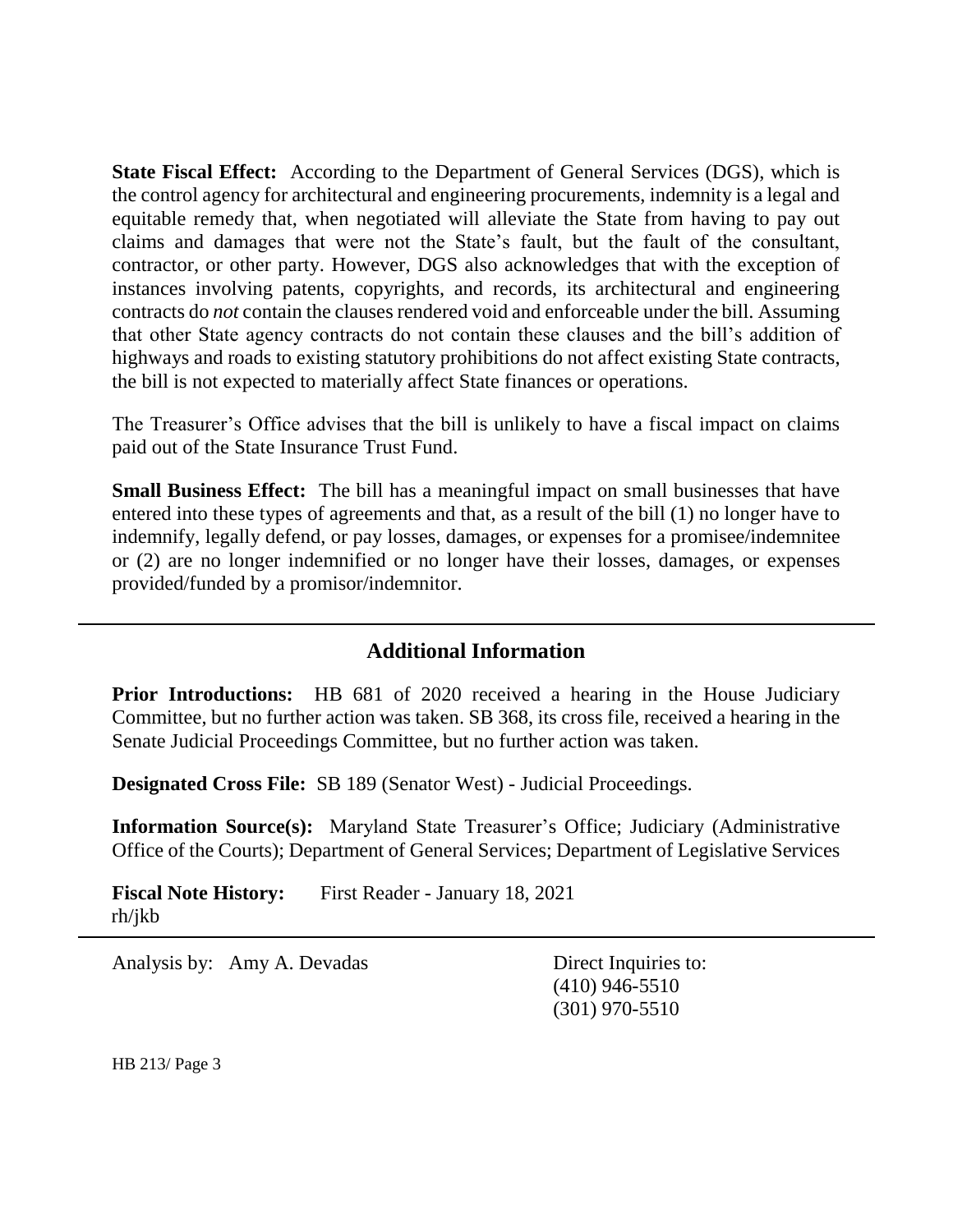**State Fiscal Effect:** According to the Department of General Services (DGS), which is the control agency for architectural and engineering procurements, indemnity is a legal and equitable remedy that, when negotiated will alleviate the State from having to pay out claims and damages that were not the State's fault, but the fault of the consultant, contractor, or other party. However, DGS also acknowledges that with the exception of instances involving patents, copyrights, and records, its architectural and engineering contracts do *not* contain the clauses rendered void and enforceable under the bill. Assuming that other State agency contracts do not contain these clauses and the bill's addition of highways and roads to existing statutory prohibitions do not affect existing State contracts, the bill is not expected to materially affect State finances or operations.

The Treasurer's Office advises that the bill is unlikely to have a fiscal impact on claims paid out of the State Insurance Trust Fund.

**Small Business Effect:** The bill has a meaningful impact on small businesses that have entered into these types of agreements and that, as a result of the bill (1) no longer have to indemnify, legally defend, or pay losses, damages, or expenses for a promisee/indemnitee or (2) are no longer indemnified or no longer have their losses, damages, or expenses provided/funded by a promisor/indemnitor.

## Additional Information

**Prior Introductions:** HB 681 of 2020 received a hearing in the House Judiciary Committee, but no further action was taken. SB 368, its cross file, received a hearing in the Senate Judicial Proceedings Committee, but no further action was taken.

**Designated Cross File:** SB 189 (Senator West) - Judicial Proceedings.

**Information Source(s):** Maryland State Treasurer's Office; Judiciary (Administrative Office of the Courts); Department of General Services; Department of Legislative Services

**Fiscal Note History:** First Reader - January 18, 2021
rh/jkb

Analysis by: Amy A. Devadas

Direct Inquiries to:
(410) 946-5510
(301) 970-5510